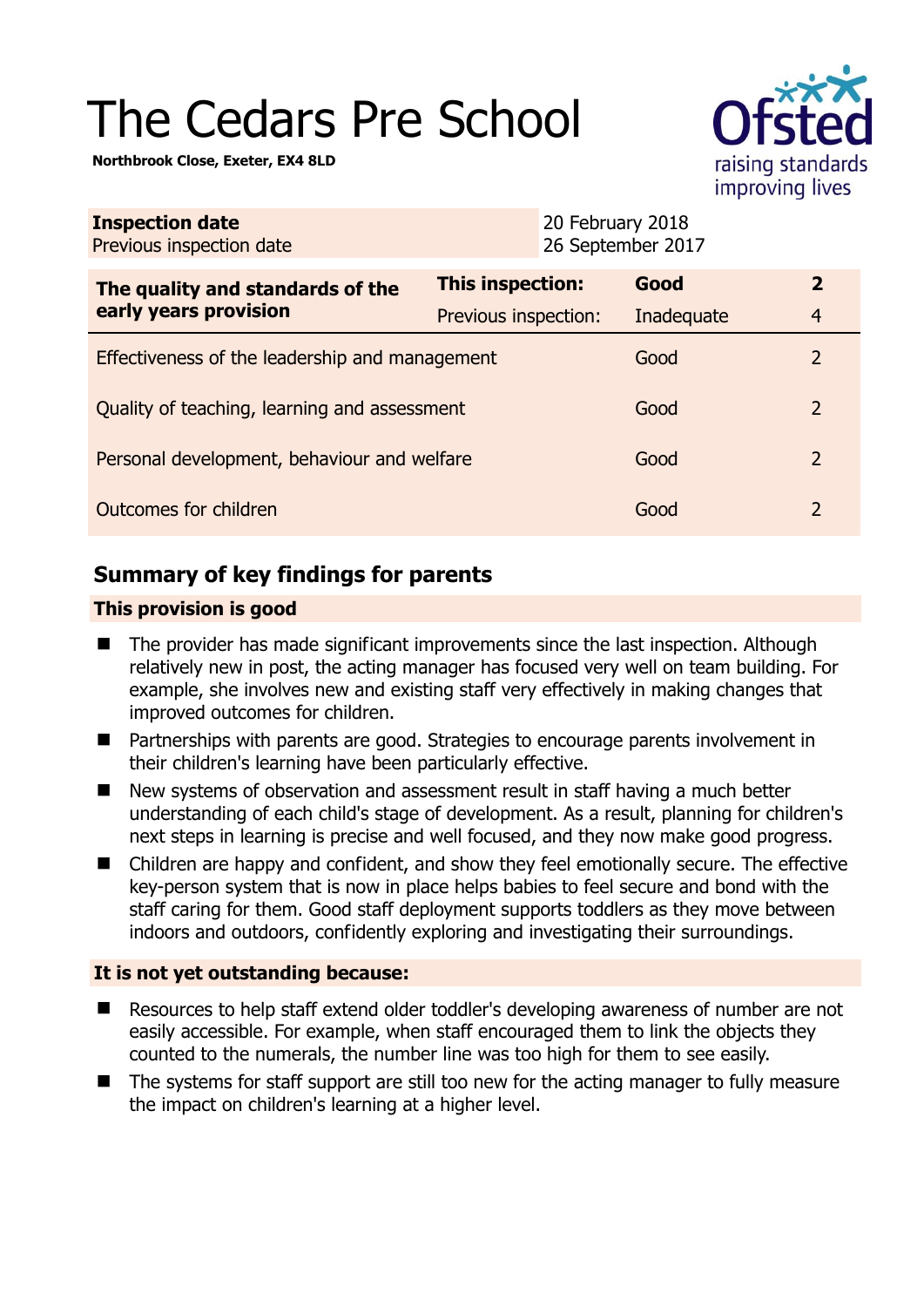# The Cedars Pre School

**Northbrook Close, Exeter, EX4 8LD**

| **Inspection date** | 20 February 2018 |
| --- | --- |
| Previous inspection date | 26 September 2017 |

| **The quality and standards of the early years provision** | **This inspection:** | **Good** | **2** |
| --- | --- | --- | --- |
| | Previous inspection: | Inadequate | 4 |
| Effectiveness of the leadership and management | | Good | 2 |
| Quality of teaching, learning and assessment | | Good | 2 |
| Personal development, behaviour and welfare | | Good | 2 |
| Outcomes for children | | Good | 2 |

## Summary of key findings for parents

### This provision is good

- The provider has made significant improvements since the last inspection. Although relatively new in post, the acting manager has focused very well on team building. For example, she involves new and existing staff very effectively in making changes that improved outcomes for children.
- Partnerships with parents are good. Strategies to encourage parents involvement in their children's learning have been particularly effective.
- New systems of observation and assessment result in staff having a much better understanding of each child's stage of development. As a result, planning for children's next steps in learning is precise and well focused, and they now make good progress.
- Children are happy and confident, and show they feel emotionally secure. The effective key-person system that is now in place helps babies to feel secure and bond with the staff caring for them. Good staff deployment supports toddlers as they move between indoors and outdoors, confidently exploring and investigating their surroundings.

### It is not yet outstanding because:

- Resources to help staff extend older toddler's developing awareness of number are not easily accessible. For example, when staff encouraged them to link the objects they counted to the numerals, the number line was too high for them to see easily.
- The systems for staff support are still too new for the acting manager to fully measure the impact on children's learning at a higher level.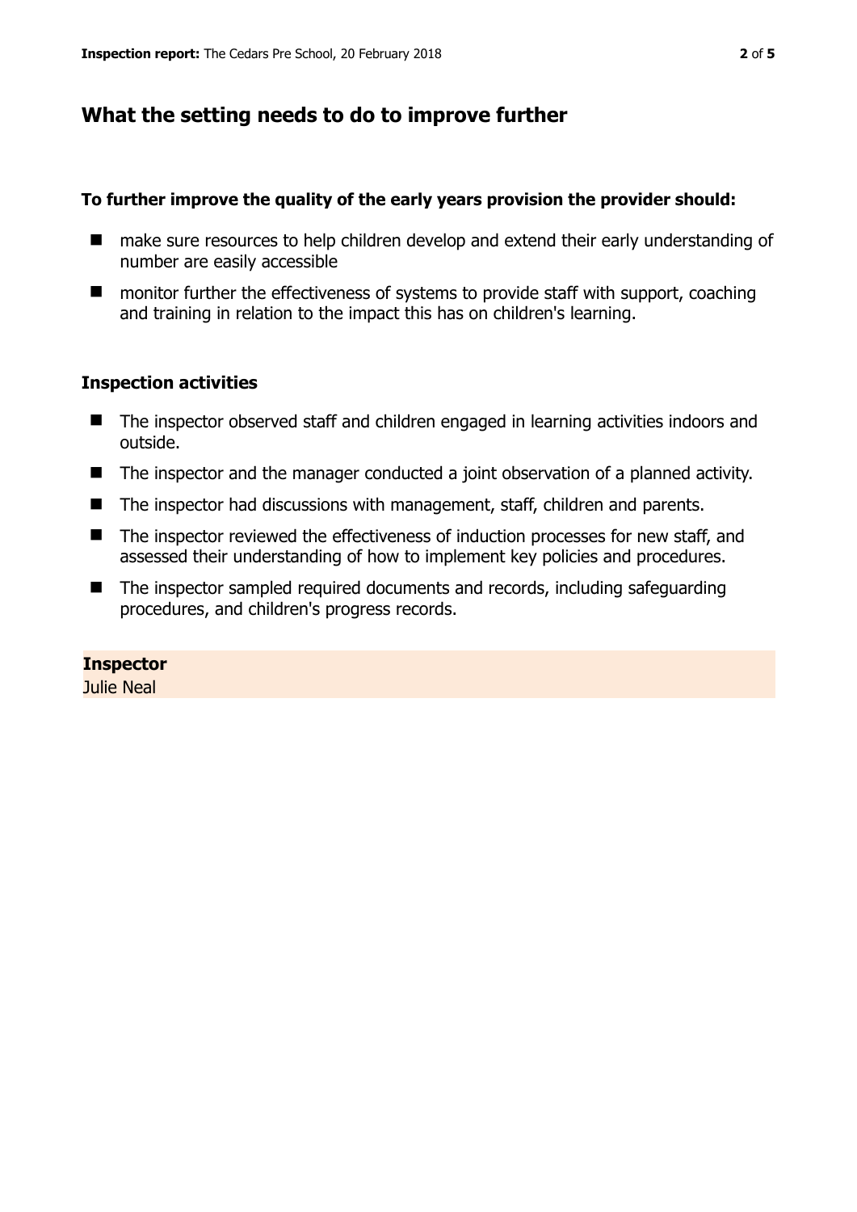## What the setting needs to do to improve further

**To further improve the quality of the early years provision the provider should:**

- make sure resources to help children develop and extend their early understanding of number are easily accessible
- monitor further the effectiveness of systems to provide staff with support, coaching and training in relation to the impact this has on children's learning.

### Inspection activities

- The inspector observed staff and children engaged in learning activities indoors and outside.
- The inspector and the manager conducted a joint observation of a planned activity.
- The inspector had discussions with management, staff, children and parents.
- The inspector reviewed the effectiveness of induction processes for new staff, and assessed their understanding of how to implement key policies and procedures.
- The inspector sampled required documents and records, including safeguarding procedures, and children's progress records.

**Inspector**
Julie Neal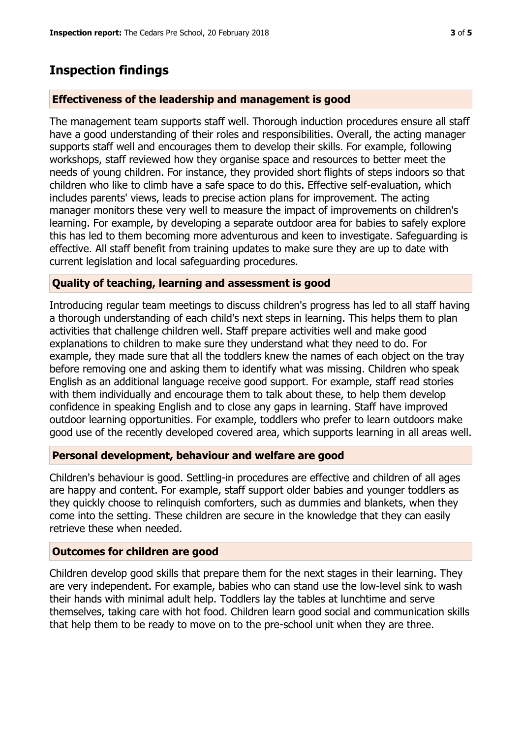## Inspection findings

### Effectiveness of the leadership and management is good

The management team supports staff well. Thorough induction procedures ensure all staff have a good understanding of their roles and responsibilities. Overall, the acting manager supports staff well and encourages them to develop their skills. For example, following workshops, staff reviewed how they organise space and resources to better meet the needs of young children. For instance, they provided short flights of steps indoors so that children who like to climb have a safe space to do this. Effective self-evaluation, which includes parents' views, leads to precise action plans for improvement. The acting manager monitors these very well to measure the impact of improvements on children's learning. For example, by developing a separate outdoor area for babies to safely explore this has led to them becoming more adventurous and keen to investigate. Safeguarding is effective. All staff benefit from training updates to make sure they are up to date with current legislation and local safeguarding procedures.

### Quality of teaching, learning and assessment is good

Introducing regular team meetings to discuss children's progress has led to all staff having a thorough understanding of each child's next steps in learning. This helps them to plan activities that challenge children well. Staff prepare activities well and make good explanations to children to make sure they understand what they need to do. For example, they made sure that all the toddlers knew the names of each object on the tray before removing one and asking them to identify what was missing. Children who speak English as an additional language receive good support. For example, staff read stories with them individually and encourage them to talk about these, to help them develop confidence in speaking English and to close any gaps in learning. Staff have improved outdoor learning opportunities. For example, toddlers who prefer to learn outdoors make good use of the recently developed covered area, which supports learning in all areas well.

### Personal development, behaviour and welfare are good

Children's behaviour is good. Settling-in procedures are effective and children of all ages are happy and content. For example, staff support older babies and younger toddlers as they quickly choose to relinquish comforters, such as dummies and blankets, when they come into the setting. These children are secure in the knowledge that they can easily retrieve these when needed.

### Outcomes for children are good

Children develop good skills that prepare them for the next stages in their learning. They are very independent. For example, babies who can stand use the low-level sink to wash their hands with minimal adult help. Toddlers lay the tables at lunchtime and serve themselves, taking care with hot food. Children learn good social and communication skills that help them to be ready to move on to the pre-school unit when they are three.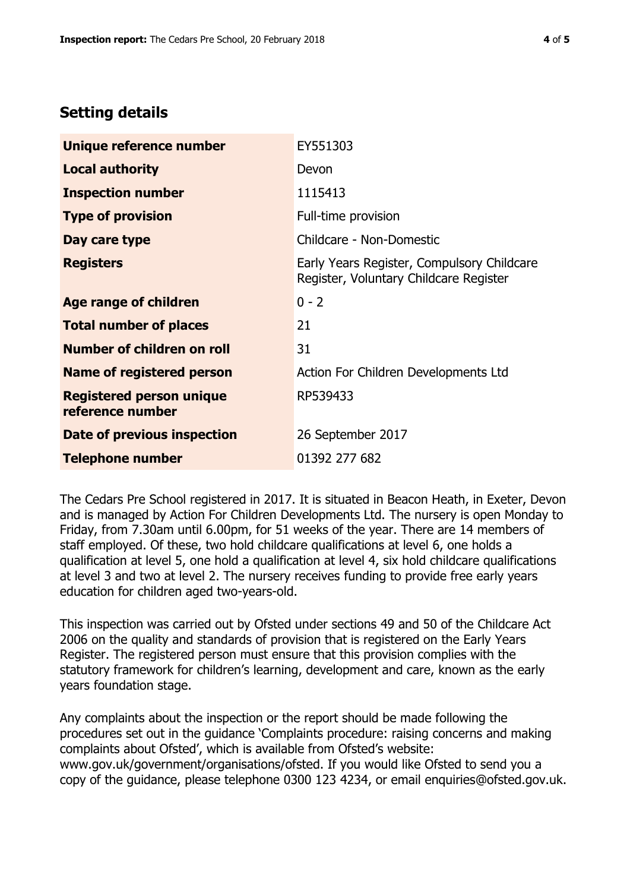## Setting details

| | |
|---|---|
| **Unique reference number** | EY551303 |
| **Local authority** | Devon |
| **Inspection number** | 1115413 |
| **Type of provision** | Full-time provision |
| **Day care type** | Childcare - Non-Domestic |
| **Registers** | Early Years Register, Compulsory Childcare Register, Voluntary Childcare Register |
| **Age range of children** | 0 - 2 |
| **Total number of places** | 21 |
| **Number of children on roll** | 31 |
| **Name of registered person** | Action For Children Developments Ltd |
| **Registered person unique reference number** | RP539433 |
| **Date of previous inspection** | 26 September 2017 |
| **Telephone number** | 01392 277 682 |

The Cedars Pre School registered in 2017. It is situated in Beacon Heath, in Exeter, Devon and is managed by Action For Children Developments Ltd. The nursery is open Monday to Friday, from 7.30am until 6.00pm, for 51 weeks of the year. There are 14 members of staff employed. Of these, two hold childcare qualifications at level 6, one holds a qualification at level 5, one hold a qualification at level 4, six hold childcare qualifications at level 3 and two at level 2. The nursery receives funding to provide free early years education for children aged two-years-old.

This inspection was carried out by Ofsted under sections 49 and 50 of the Childcare Act 2006 on the quality and standards of provision that is registered on the Early Years Register. The registered person must ensure that this provision complies with the statutory framework for children's learning, development and care, known as the early years foundation stage.

Any complaints about the inspection or the report should be made following the procedures set out in the guidance 'Complaints procedure: raising concerns and making complaints about Ofsted', which is available from Ofsted's website: www.gov.uk/government/organisations/ofsted. If you would like Ofsted to send you a copy of the guidance, please telephone 0300 123 4234, or email enquiries@ofsted.gov.uk.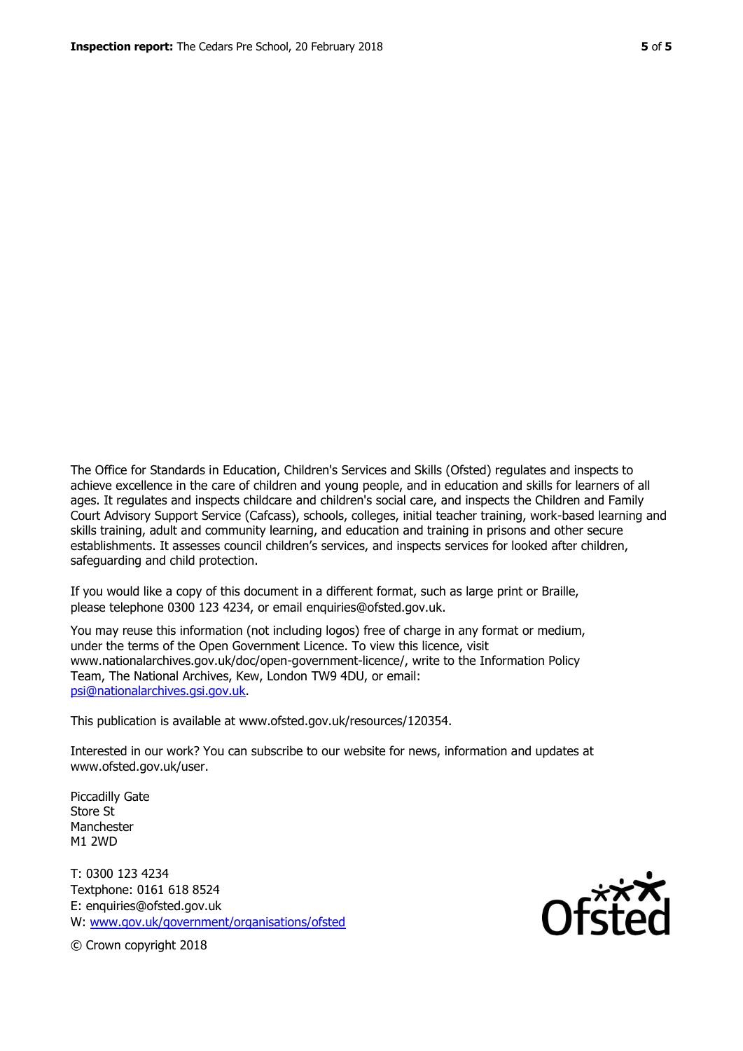The Office for Standards in Education, Children's Services and Skills (Ofsted) regulates and inspects to achieve excellence in the care of children and young people, and in education and skills for learners of all ages. It regulates and inspects childcare and children's social care, and inspects the Children and Family Court Advisory Support Service (Cafcass), schools, colleges, initial teacher training, work-based learning and skills training, adult and community learning, and education and training in prisons and other secure establishments. It assesses council children's services, and inspects services for looked after children, safeguarding and child protection.

If you would like a copy of this document in a different format, such as large print or Braille, please telephone 0300 123 4234, or email enquiries@ofsted.gov.uk.

You may reuse this information (not including logos) free of charge in any format or medium, under the terms of the Open Government Licence. To view this licence, visit www.nationalarchives.gov.uk/doc/open-government-licence/, write to the Information Policy Team, The National Archives, Kew, London TW9 4DU, or email: psi@nationalarchives.gsi.gov.uk.

This publication is available at www.ofsted.gov.uk/resources/120354.

Interested in our work? You can subscribe to our website for news, information and updates at www.ofsted.gov.uk/user.

Piccadilly Gate
Store St
Manchester
M1 2WD

T: 0300 123 4234
Textphone: 0161 618 8524
E: enquiries@ofsted.gov.uk
W: www.gov.uk/government/organisations/ofsted

© Crown copyright 2018

Ofsted